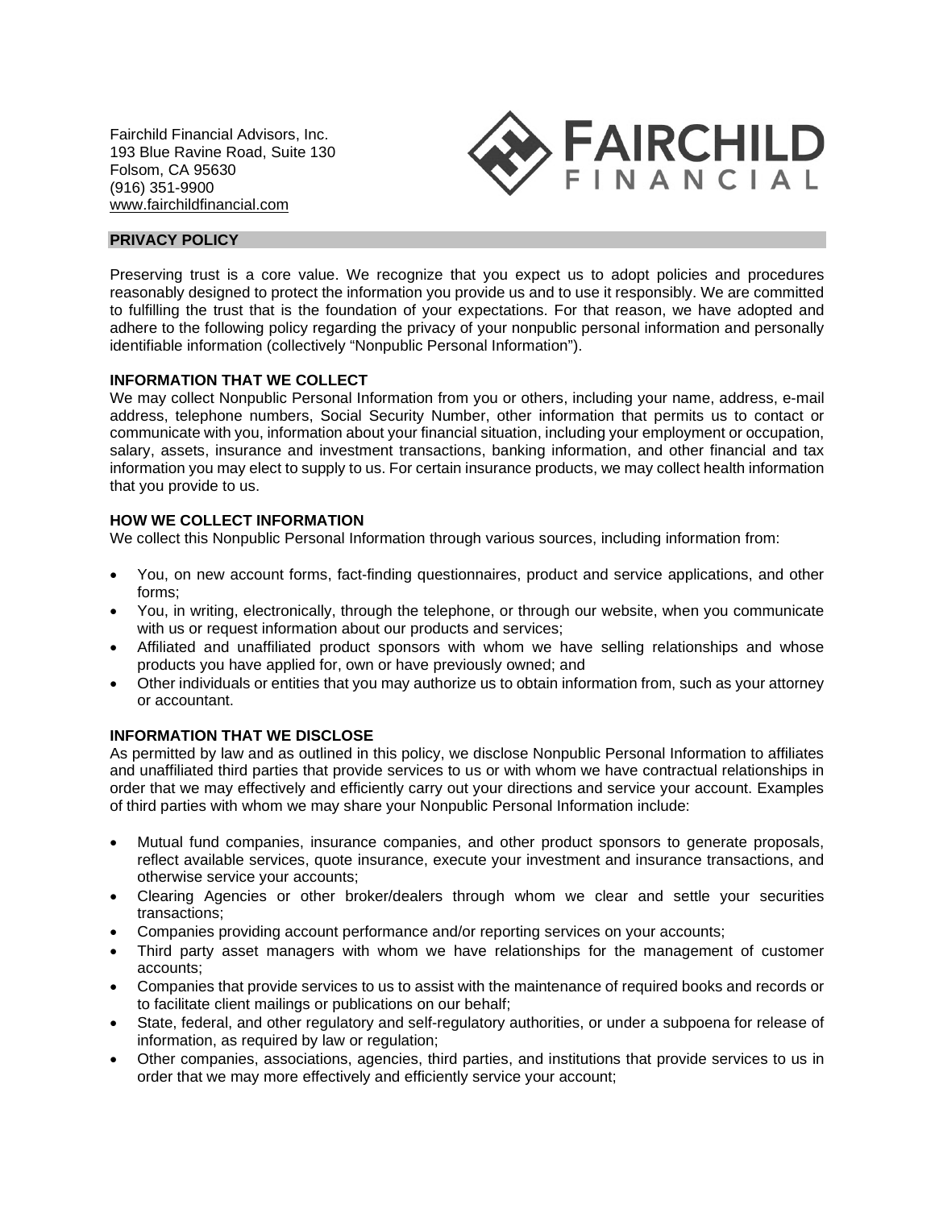Fairchild Financial Advisors, Inc.
193 Blue Ravine Road, Suite 130
Folsom, CA 95630
(916) 351-9900
www.fairchildfinancial.com

FAIRCHILD FINANCIAL

## PRIVACY POLICY

Preserving trust is a core value. We recognize that you expect us to adopt policies and procedures reasonably designed to protect the information you provide us and to use it responsibly. We are committed to fulfilling the trust that is the foundation of your expectations. For that reason, we have adopted and adhere to the following policy regarding the privacy of your nonpublic personal information and personally identifiable information (collectively "Nonpublic Personal Information").

### INFORMATION THAT WE COLLECT

We may collect Nonpublic Personal Information from you or others, including your name, address, e-mail address, telephone numbers, Social Security Number, other information that permits us to contact or communicate with you, information about your financial situation, including your employment or occupation, salary, assets, insurance and investment transactions, banking information, and other financial and tax information you may elect to supply to us. For certain insurance products, we may collect health information that you provide to us.

### HOW WE COLLECT INFORMATION

We collect this Nonpublic Personal Information through various sources, including information from:

- You, on new account forms, fact-finding questionnaires, product and service applications, and other forms;
- You, in writing, electronically, through the telephone, or through our website, when you communicate with us or request information about our products and services;
- Affiliated and unaffiliated product sponsors with whom we have selling relationships and whose products you have applied for, own or have previously owned; and
- Other individuals or entities that you may authorize us to obtain information from, such as your attorney or accountant.

### INFORMATION THAT WE DISCLOSE

As permitted by law and as outlined in this policy, we disclose Nonpublic Personal Information to affiliates and unaffiliated third parties that provide services to us or with whom we have contractual relationships in order that we may effectively and efficiently carry out your directions and service your account. Examples of third parties with whom we may share your Nonpublic Personal Information include:

- Mutual fund companies, insurance companies, and other product sponsors to generate proposals, reflect available services, quote insurance, execute your investment and insurance transactions, and otherwise service your accounts;
- Clearing Agencies or other broker/dealers through whom we clear and settle your securities transactions;
- Companies providing account performance and/or reporting services on your accounts;
- Third party asset managers with whom we have relationships for the management of customer accounts;
- Companies that provide services to us to assist with the maintenance of required books and records or to facilitate client mailings or publications on our behalf;
- State, federal, and other regulatory and self-regulatory authorities, or under a subpoena for release of information, as required by law or regulation;
- Other companies, associations, agencies, third parties, and institutions that provide services to us in order that we may more effectively and efficiently service your account;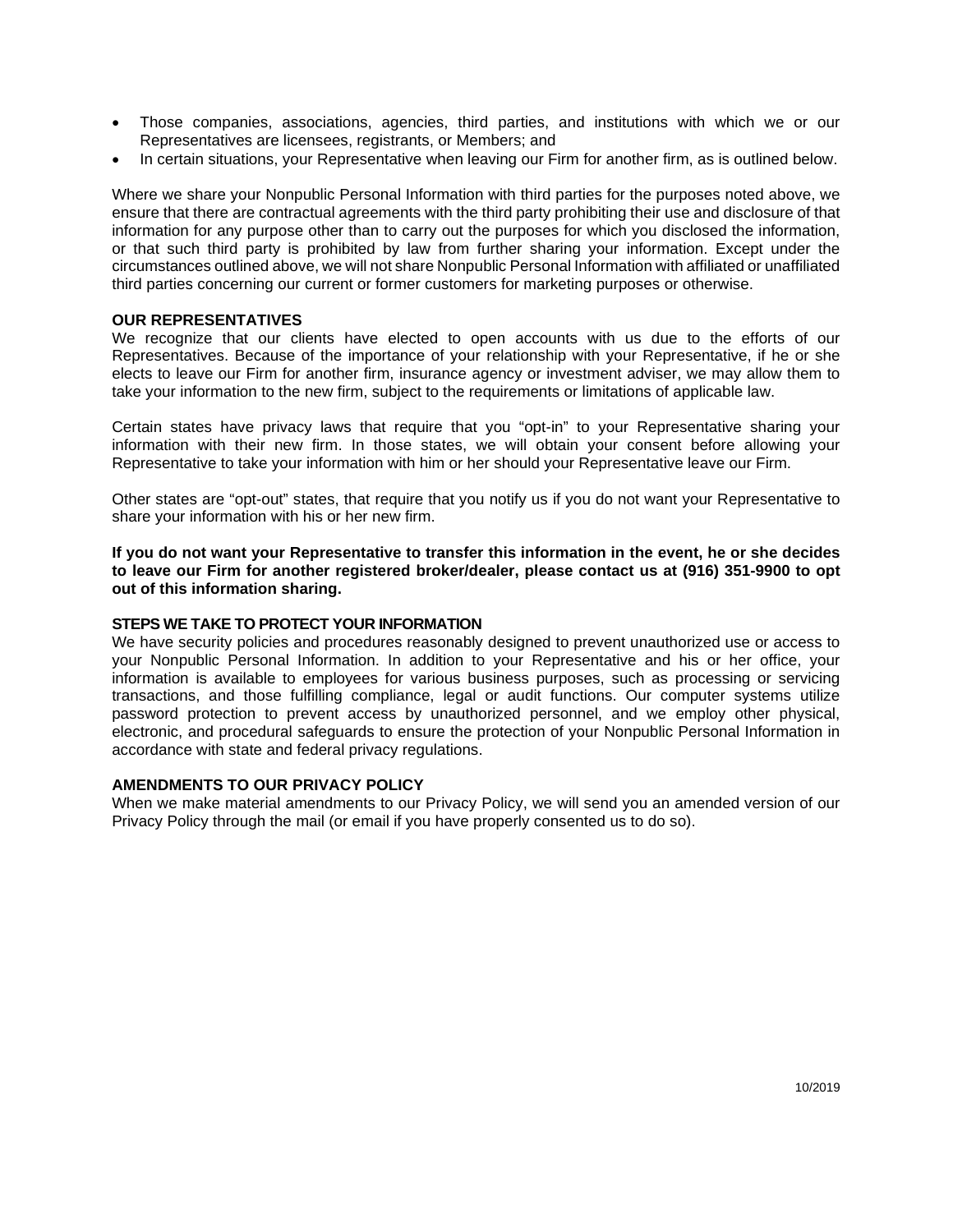- Those companies, associations, agencies, third parties, and institutions with which we or our Representatives are licensees, registrants, or Members; and
- In certain situations, your Representative when leaving our Firm for another firm, as is outlined below.

Where we share your Nonpublic Personal Information with third parties for the purposes noted above, we ensure that there are contractual agreements with the third party prohibiting their use and disclosure of that information for any purpose other than to carry out the purposes for which you disclosed the information, or that such third party is prohibited by law from further sharing your information. Except under the circumstances outlined above, we will not share Nonpublic Personal Information with affiliated or unaffiliated third parties concerning our current or former customers for marketing purposes or otherwise.

**OUR REPRESENTATIVES**

We recognize that our clients have elected to open accounts with us due to the efforts of our Representatives. Because of the importance of your relationship with your Representative, if he or she elects to leave our Firm for another firm, insurance agency or investment adviser, we may allow them to take your information to the new firm, subject to the requirements or limitations of applicable law.

Certain states have privacy laws that require that you "opt-in" to your Representative sharing your information with their new firm. In those states, we will obtain your consent before allowing your Representative to take your information with him or her should your Representative leave our Firm.

Other states are "opt-out" states, that require that you notify us if you do not want your Representative to share your information with his or her new firm.

**If you do not want your Representative to transfer this information in the event, he or she decides to leave our Firm for another registered broker/dealer, please contact us at (916) 351-9900 to opt out of this information sharing.**

**STEPS WE TAKE TO PROTECT YOUR INFORMATION**

We have security policies and procedures reasonably designed to prevent unauthorized use or access to your Nonpublic Personal Information. In addition to your Representative and his or her office, your information is available to employees for various business purposes, such as processing or servicing transactions, and those fulfilling compliance, legal or audit functions. Our computer systems utilize password protection to prevent access by unauthorized personnel, and we employ other physical, electronic, and procedural safeguards to ensure the protection of your Nonpublic Personal Information in accordance with state and federal privacy regulations.

**AMENDMENTS TO OUR PRIVACY POLICY**

When we make material amendments to our Privacy Policy, we will send you an amended version of our Privacy Policy through the mail (or email if you have properly consented us to do so).

10/2019